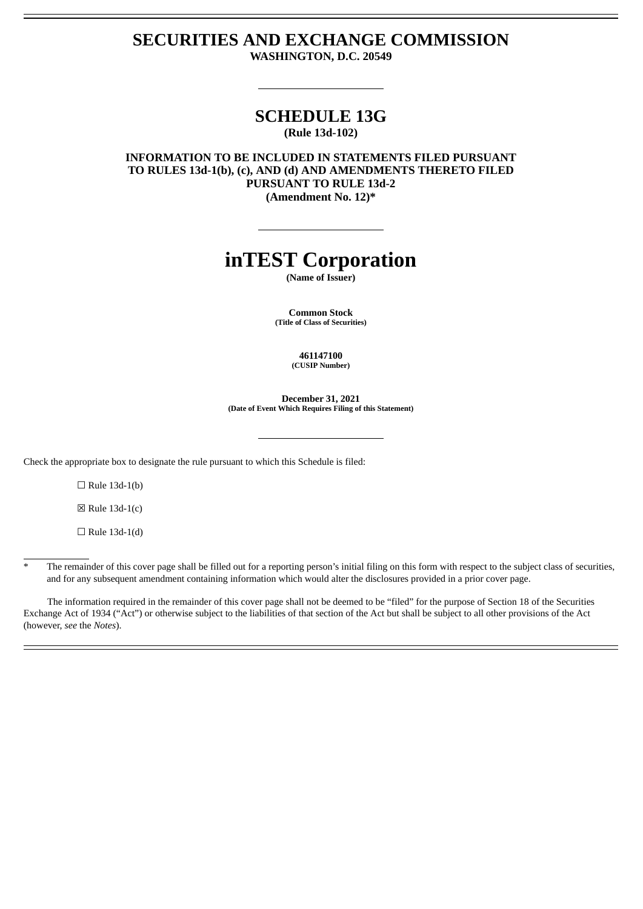# SECURITIES AND EXCHANGE COMMISSION

**WASHINGTON, D.C. 20549**

---

## SCHEDULE 13G

**(Rule 13d-102)**

**INFORMATION TO BE INCLUDED IN STATEMENTS FILED PURSUANT TO RULES 13d-1(b), (c), AND (d) AND AMENDMENTS THERETO FILED PURSUANT TO RULE 13d-2**
**(Amendment No. 12)***

---

# inTEST Corporation

**(Name of Issuer)**

**Common Stock**
**(Title of Class of Securities)**

**461147100**
**(CUSIP Number)**

**December 31, 2021**
**(Date of Event Which Requires Filing of this Statement)**

---

Check the appropriate box to designate the rule pursuant to which this Schedule is filed:

☐ Rule 13d-1(b)

☒ Rule 13d-1(c)

☐ Rule 13d-1(d)

---

\* The remainder of this cover page shall be filled out for a reporting person's initial filing on this form with respect to the subject class of securities, and for any subsequent amendment containing information which would alter the disclosures provided in a prior cover page.

The information required in the remainder of this cover page shall not be deemed to be "filed" for the purpose of Section 18 of the Securities Exchange Act of 1934 ("Act") or otherwise subject to the liabilities of that section of the Act but shall be subject to all other provisions of the Act (however, *see* the *Notes*).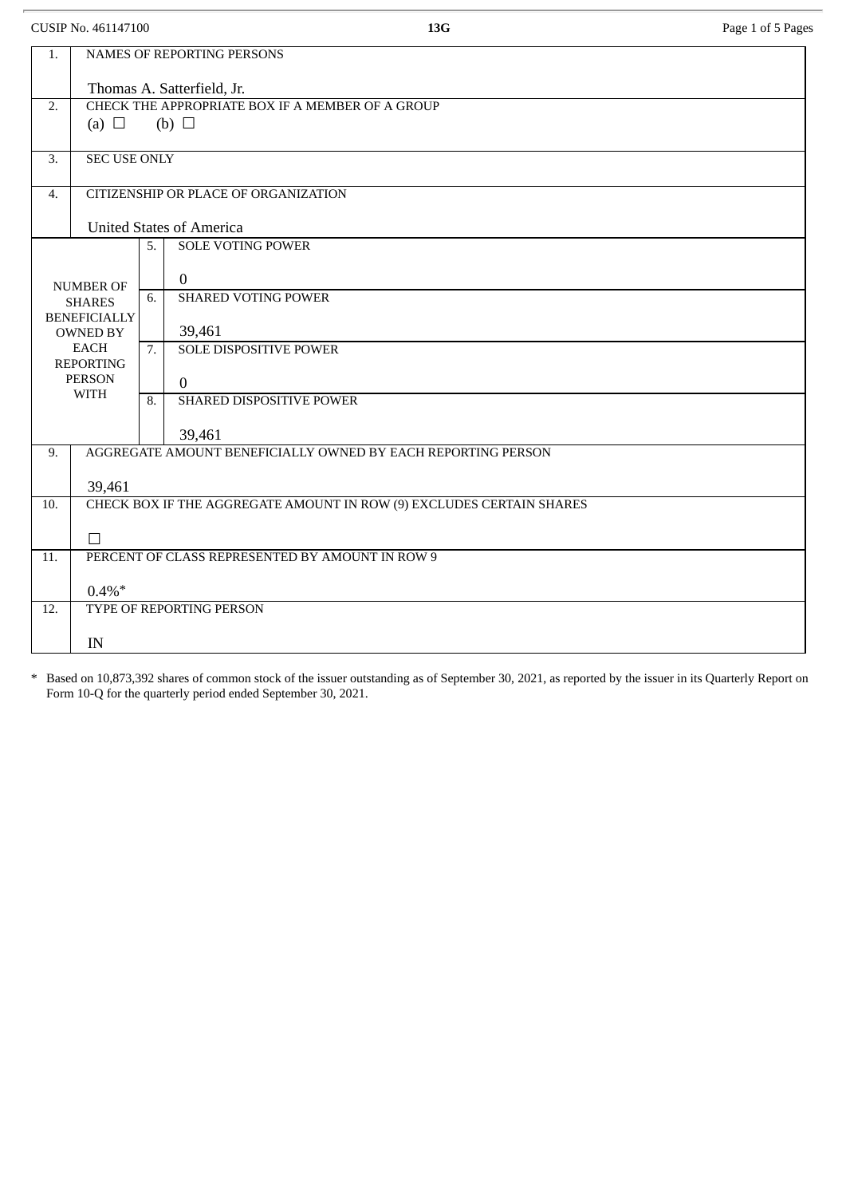CUSIP No. 461147100 | 13G

| | | | |
|---|---|---|---|
| 1. | NAMES OF REPORTING PERSONS<br><br>Thomas A. Satterfield, Jr. | | |
| 2. | CHECK THE APPROPRIATE BOX IF A MEMBER OF A GROUP<br>(a) ☐ (b) ☐ | | |
| 3. | SEC USE ONLY | | |
| 4. | CITIZENSHIP OR PLACE OF ORGANIZATION<br><br>United States of America | | |
| NUMBER OF SHARES BENEFICIALLY OWNED BY EACH REPORTING PERSON WITH | 5. | SOLE VOTING POWER<br><br>0 | |
| | 6. | SHARED VOTING POWER<br><br>39,461 | |
| | 7. | SOLE DISPOSITIVE POWER<br><br>0 | |
| | 8. | SHARED DISPOSITIVE POWER<br><br>39,461 | |
| 9. | AGGREGATE AMOUNT BENEFICIALLY OWNED BY EACH REPORTING PERSON<br><br>39,461 | | |
| 10. | CHECK BOX IF THE AGGREGATE AMOUNT IN ROW (9) EXCLUDES CERTAIN SHARES<br><br>☐ | | |
| 11. | PERCENT OF CLASS REPRESENTED BY AMOUNT IN ROW 9<br><br>0.4%* | | |
| 12. | TYPE OF REPORTING PERSON<br><br>IN | | |

\* Based on 10,873,392 shares of common stock of the issuer outstanding as of September 30, 2021, as reported by the issuer in its Quarterly Report on Form 10-Q for the quarterly period ended September 30, 2021.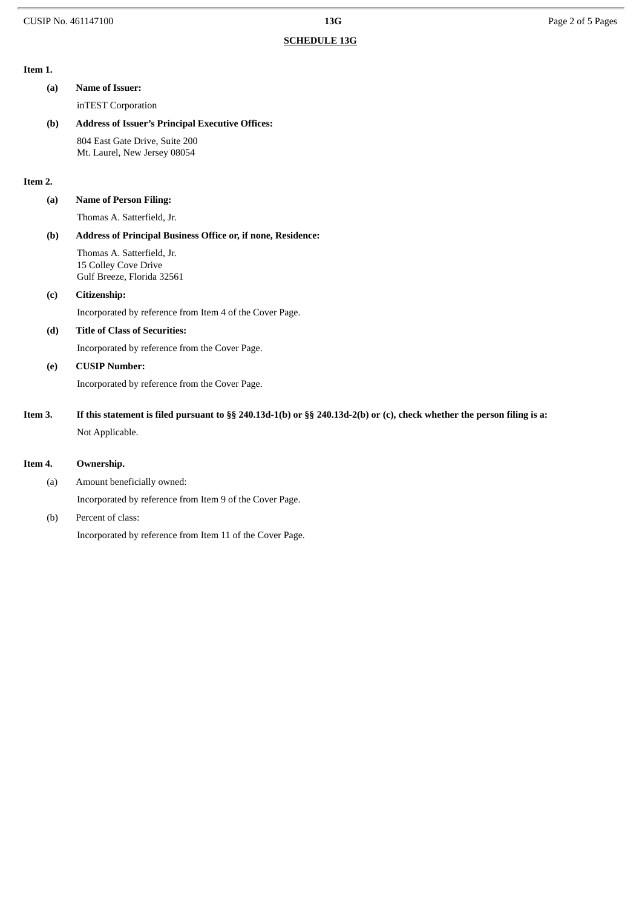## SCHEDULE 13G

**Item 1.**

**(a) Name of Issuer:**

inTEST Corporation

**(b) Address of Issuer's Principal Executive Offices:**

804 East Gate Drive, Suite 200
Mt. Laurel, New Jersey 08054

**Item 2.**

**(a) Name of Person Filing:**

Thomas A. Satterfield, Jr.

**(b) Address of Principal Business Office or, if none, Residence:**

Thomas A. Satterfield, Jr.
15 Colley Cove Drive
Gulf Breeze, Florida 32561

**(c) Citizenship:**

Incorporated by reference from Item 4 of the Cover Page.

**(d) Title of Class of Securities:**

Incorporated by reference from the Cover Page.

**(e) CUSIP Number:**

Incorporated by reference from the Cover Page.

**Item 3. If this statement is filed pursuant to §§ 240.13d-1(b) or §§ 240.13d-2(b) or (c), check whether the person filing is a:**

Not Applicable.

**Item 4. Ownership.**

(a) Amount beneficially owned:

Incorporated by reference from Item 9 of the Cover Page.

(b) Percent of class:

Incorporated by reference from Item 11 of the Cover Page.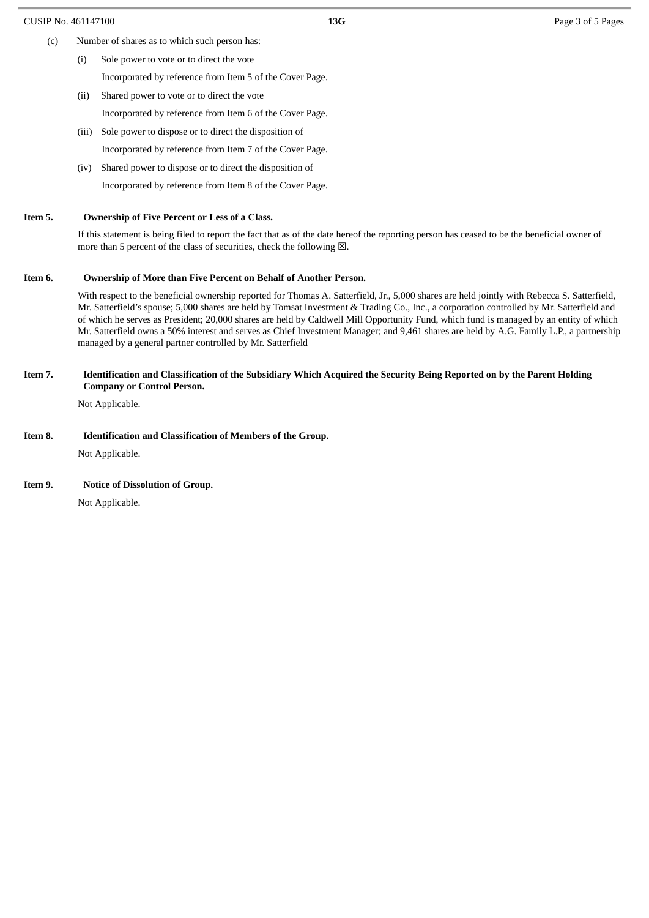(c) Number of shares as to which such person has:

(i) Sole power to vote or to direct the vote

Incorporated by reference from Item 5 of the Cover Page.

(ii) Shared power to vote or to direct the vote

Incorporated by reference from Item 6 of the Cover Page.

(iii) Sole power to dispose or to direct the disposition of

Incorporated by reference from Item 7 of the Cover Page.

(iv) Shared power to dispose or to direct the disposition of

Incorporated by reference from Item 8 of the Cover Page.

**Item 5. Ownership of Five Percent or Less of a Class.**

If this statement is being filed to report the fact that as of the date hereof the reporting person has ceased to be the beneficial owner of more than 5 percent of the class of securities, check the following ☒.

**Item 6. Ownership of More than Five Percent on Behalf of Another Person.**

With respect to the beneficial ownership reported for Thomas A. Satterfield, Jr., 5,000 shares are held jointly with Rebecca S. Satterfield, Mr. Satterfield's spouse; 5,000 shares are held by Tomsat Investment & Trading Co., Inc., a corporation controlled by Mr. Satterfield and of which he serves as President; 20,000 shares are held by Caldwell Mill Opportunity Fund, which fund is managed by an entity of which Mr. Satterfield owns a 50% interest and serves as Chief Investment Manager; and 9,461 shares are held by A.G. Family L.P., a partnership managed by a general partner controlled by Mr. Satterfield

**Item 7. Identification and Classification of the Subsidiary Which Acquired the Security Being Reported on by the Parent Holding Company or Control Person.**

Not Applicable.

**Item 8. Identification and Classification of Members of the Group.**

Not Applicable.

**Item 9. Notice of Dissolution of Group.**

Not Applicable.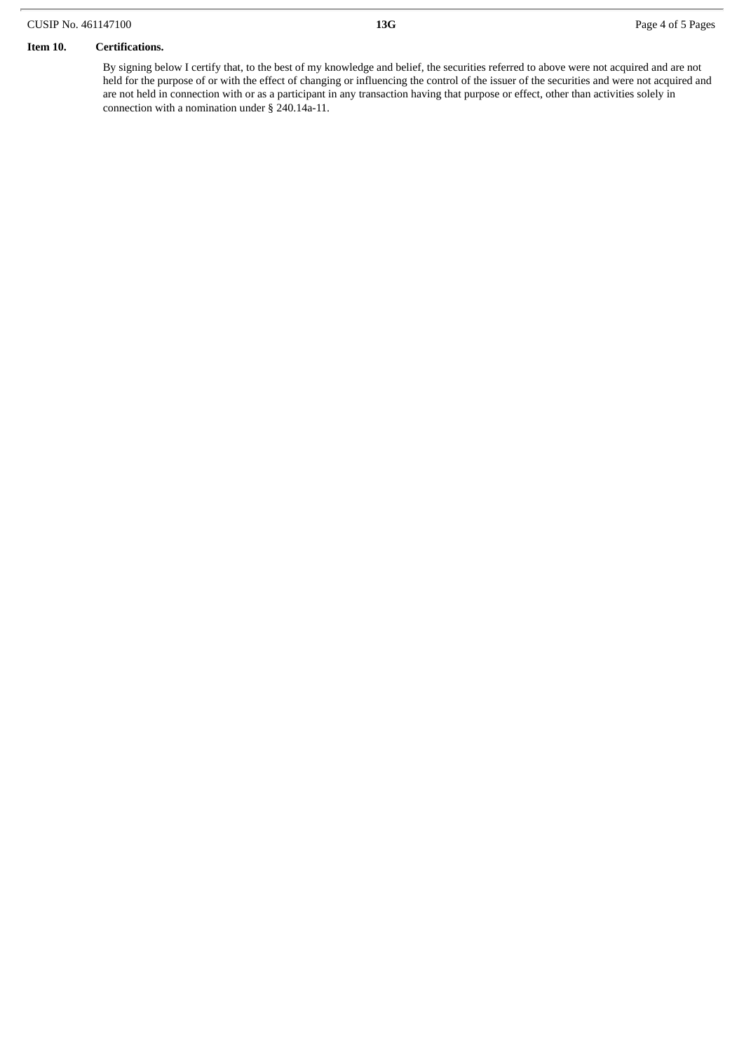**Item 10. Certifications.**

By signing below I certify that, to the best of my knowledge and belief, the securities referred to above were not acquired and are not held for the purpose of or with the effect of changing or influencing the control of the issuer of the securities and were not acquired and are not held in connection with or as a participant in any transaction having that purpose or effect, other than activities solely in connection with a nomination under § 240.14a-11.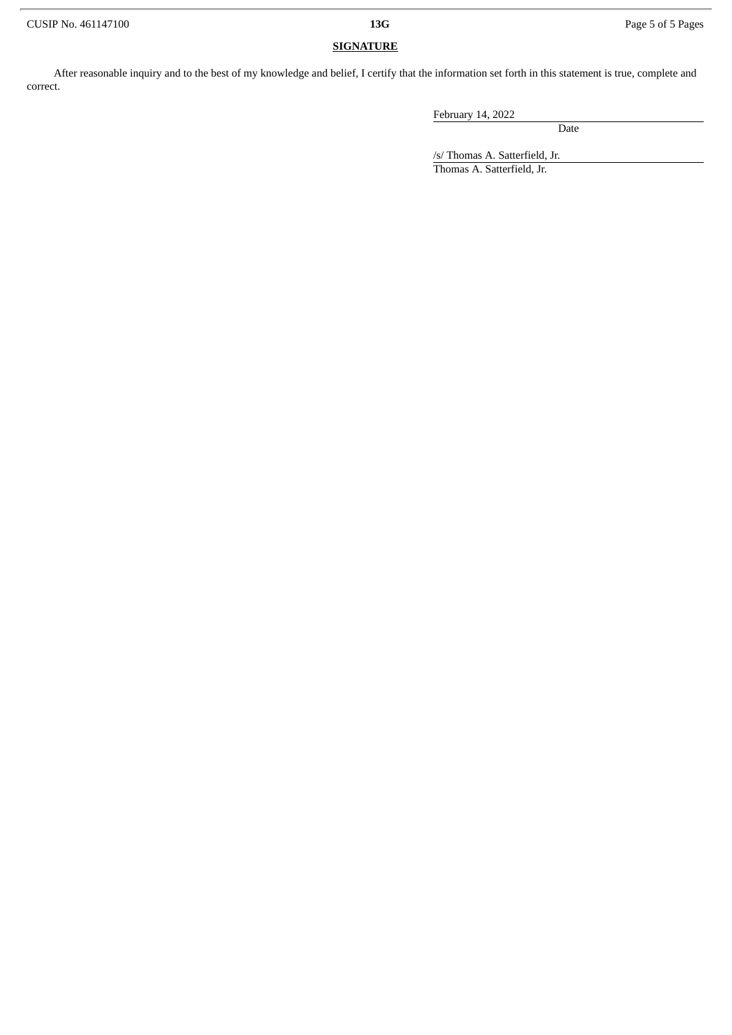## SIGNATURE

After reasonable inquiry and to the best of my knowledge and belief, I certify that the information set forth in this statement is true, complete and correct.

February 14, 2022

Date

/s/ Thomas A. Satterfield, Jr.

Thomas A. Satterfield, Jr.